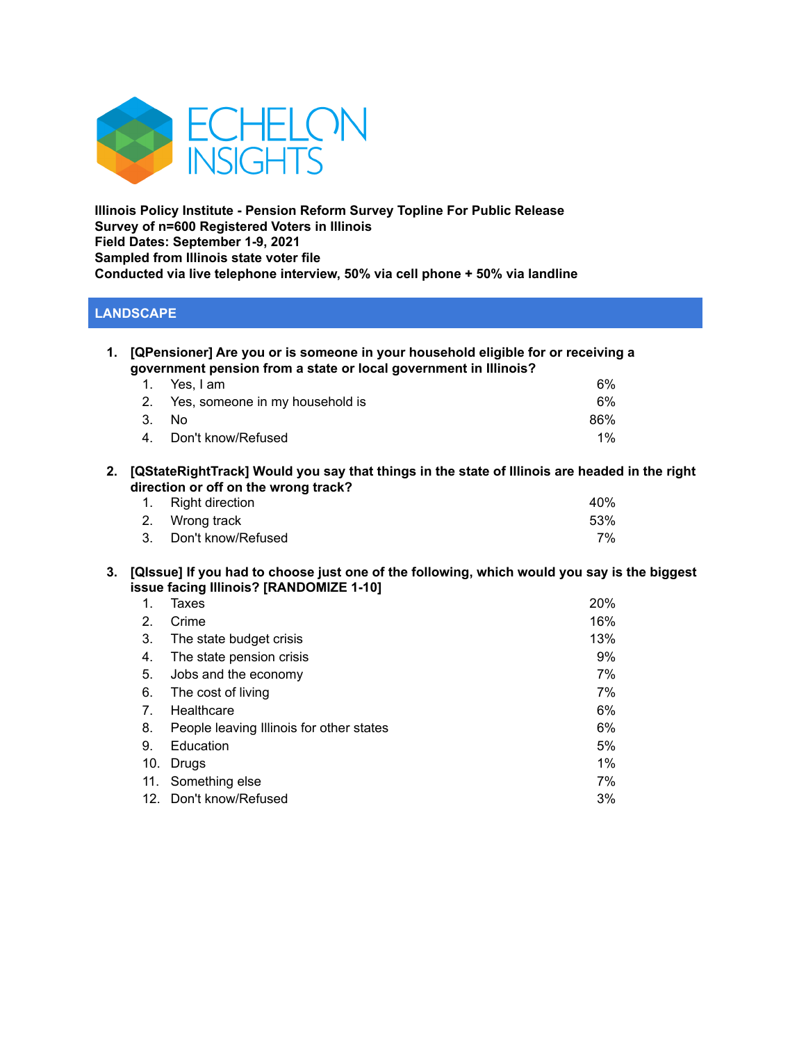**Illinois Policy Institute - Pension Reform Survey Topline For Public Release**
**Survey of n=600 Registered Voters in Illinois**
**Field Dates: September 1-9, 2021**
**Sampled from Illinois state voter file**
**Conducted via live telephone interview, 50% via cell phone + 50% via landline**

## LANDSCAPE

**1. [QPensioner] Are you or is someone in your household eligible for or receiving a government pension from a state or local government in Illinois?**

| | | |
|---|---|---|
| 1. | Yes, I am | 6% |
| 2. | Yes, someone in my household is | 6% |
| 3. | No | 86% |
| 4. | Don't know/Refused | 1% |

**2. [QStateRightTrack] Would you say that things in the state of Illinois are headed in the right direction or off on the wrong track?**

| | | |
|---|---|---|
| 1. | Right direction | 40% |
| 2. | Wrong track | 53% |
| 3. | Don't know/Refused | 7% |

**3. [QIssue] If you had to choose just one of the following, which would you say is the biggest issue facing Illinois? [RANDOMIZE 1-10]**

| | | |
|---|---|---|
| 1. | Taxes | 20% |
| 2. | Crime | 16% |
| 3. | The state budget crisis | 13% |
| 4. | The state pension crisis | 9% |
| 5. | Jobs and the economy | 7% |
| 6. | The cost of living | 7% |
| 7. | Healthcare | 6% |
| 8. | People leaving Illinois for other states | 6% |
| 9. | Education | 5% |
| 10. | Drugs | 1% |
| 11. | Something else | 7% |
| 12. | Don't know/Refused | 3% |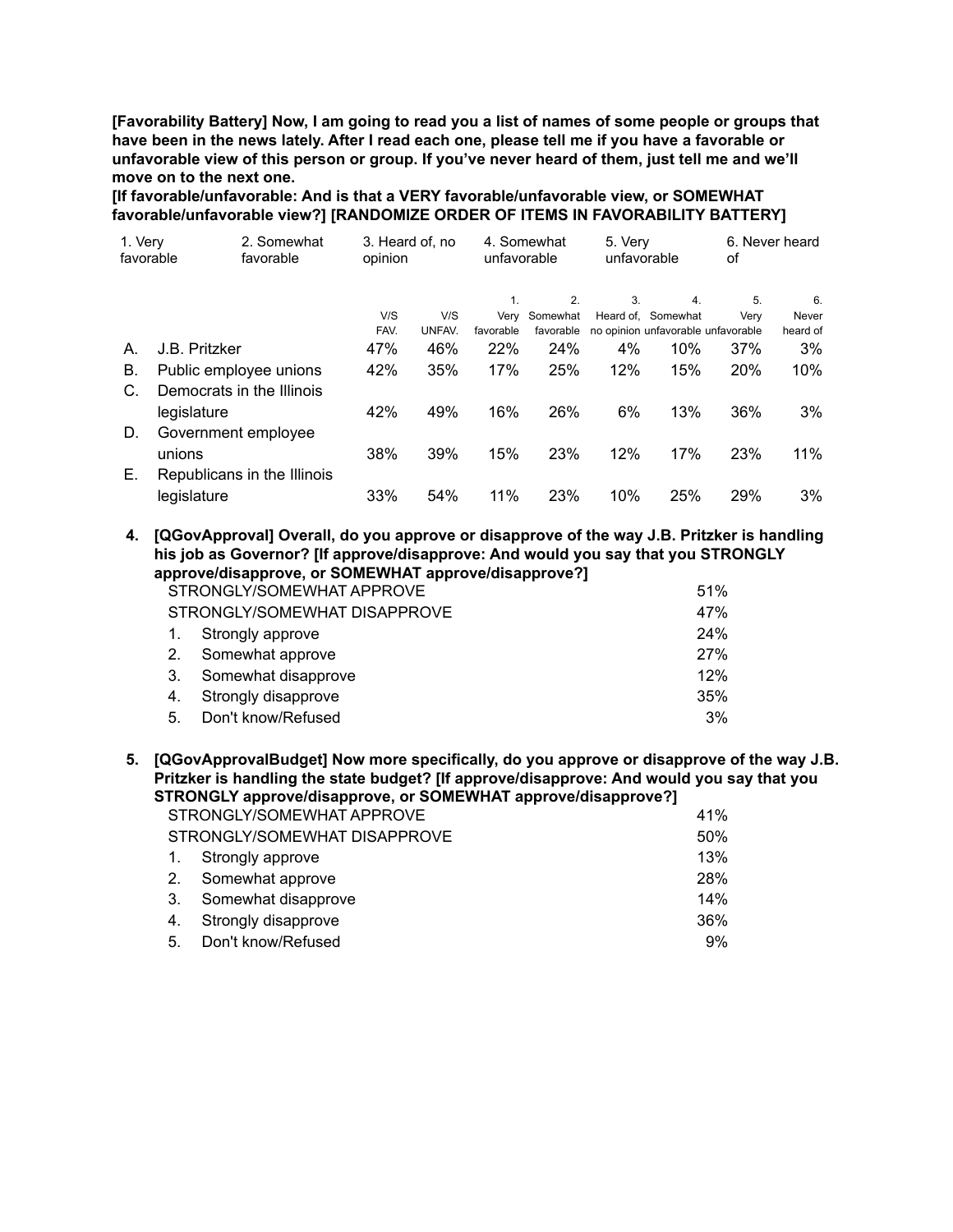**[Favorability Battery] Now, I am going to read you a list of names of some people or groups that have been in the news lately. After I read each one, please tell me if you have a favorable or unfavorable view of this person or group. If you've never heard of them, just tell me and we'll move on to the next one.**
**[If favorable/unfavorable: And is that a VERY favorable/unfavorable view, or SOMEWHAT favorable/unfavorable view?] [RANDOMIZE ORDER OF ITEMS IN FAVORABILITY BATTERY]**

1. Very favorable 2. Somewhat favorable 3. Heard of, no opinion 4. Somewhat unfavorable 5. Very unfavorable 6. Never heard of

| | | V/S FAV. | V/S UNFAV. | 1. Very favorable | 2. Somewhat favorable | 3. Heard of, no opinion | 4. Somewhat unfavorable | 5. Very unfavorable | 6. Never heard of |
|---|---|---|---|---|---|---|---|---|---|
| A. | J.B. Pritzker | 47% | 46% | 22% | 24% | 4% | 10% | 37% | 3% |
| B. | Public employee unions | 42% | 35% | 17% | 25% | 12% | 15% | 20% | 10% |
| C. | Democrats in the Illinois legislature | 42% | 49% | 16% | 26% | 6% | 13% | 36% | 3% |
| D. | Government employee unions | 38% | 39% | 15% | 23% | 12% | 17% | 23% | 11% |
| E. | Republicans in the Illinois legislature | 33% | 54% | 11% | 23% | 10% | 25% | 29% | 3% |

**4. [QGovApproval] Overall, do you approve or disapprove of the way J.B. Pritzker is handling his job as Governor? [If approve/disapprove: And would you say that you STRONGLY approve/disapprove, or SOMEWHAT approve/disapprove?]**

| | |
|---|---|
| STRONGLY/SOMEWHAT APPROVE | 51% |
| STRONGLY/SOMEWHAT DISAPPROVE | 47% |
| 1. Strongly approve | 24% |
| 2. Somewhat approve | 27% |
| 3. Somewhat disapprove | 12% |
| 4. Strongly disapprove | 35% |
| 5. Don't know/Refused | 3% |

**5. [QGovApprovalBudget] Now more specifically, do you approve or disapprove of the way J.B. Pritzker is handling the state budget? [If approve/disapprove: And would you say that you STRONGLY approve/disapprove, or SOMEWHAT approve/disapprove?]**

| | |
|---|---|
| STRONGLY/SOMEWHAT APPROVE | 41% |
| STRONGLY/SOMEWHAT DISAPPROVE | 50% |
| 1. Strongly approve | 13% |
| 2. Somewhat approve | 28% |
| 3. Somewhat disapprove | 14% |
| 4. Strongly disapprove | 36% |
| 5. Don't know/Refused | 9% |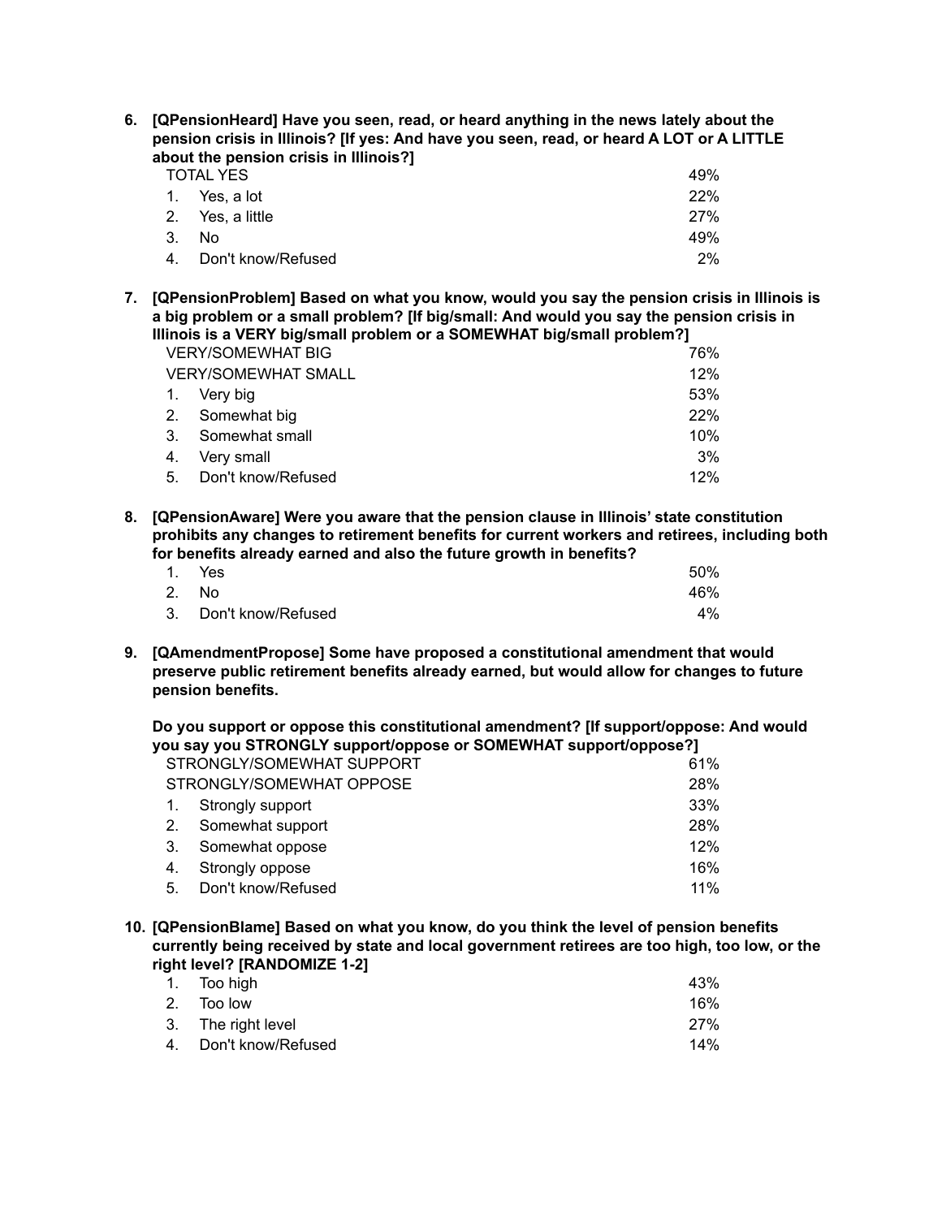**6. [QPensionHeard] Have you seen, read, or heard anything in the news lately about the pension crisis in Illinois? [If yes: And have you seen, read, or heard A LOT or A LITTLE about the pension crisis in Illinois?]**

| | |
|---|---|
| TOTAL YES | 49% |
| 1. Yes, a lot | 22% |
| 2. Yes, a little | 27% |
| 3. No | 49% |
| 4. Don't know/Refused | 2% |

**7. [QPensionProblem] Based on what you know, would you say the pension crisis in Illinois is a big problem or a small problem? [If big/small: And would you say the pension crisis in Illinois is a VERY big/small problem or a SOMEWHAT big/small problem?]**

| | |
|---|---|
| VERY/SOMEWHAT BIG | 76% |
| VERY/SOMEWHAT SMALL | 12% |
| 1. Very big | 53% |
| 2. Somewhat big | 22% |
| 3. Somewhat small | 10% |
| 4. Very small | 3% |
| 5. Don't know/Refused | 12% |

**8. [QPensionAware] Were you aware that the pension clause in Illinois' state constitution prohibits any changes to retirement benefits for current workers and retirees, including both for benefits already earned and also the future growth in benefits?**

| | |
|---|---|
| 1. Yes | 50% |
| 2. No | 46% |
| 3. Don't know/Refused | 4% |

**9. [QAmendmentPropose] Some have proposed a constitutional amendment that would preserve public retirement benefits already earned, but would allow for changes to future pension benefits.**

**Do you support or oppose this constitutional amendment? [If support/oppose: And would you say you STRONGLY support/oppose or SOMEWHAT support/oppose?]**

| | |
|---|---|
| STRONGLY/SOMEWHAT SUPPORT | 61% |
| STRONGLY/SOMEWHAT OPPOSE | 28% |
| 1. Strongly support | 33% |
| 2. Somewhat support | 28% |
| 3. Somewhat oppose | 12% |
| 4. Strongly oppose | 16% |
| 5. Don't know/Refused | 11% |

**10. [QPensionBlame] Based on what you know, do you think the level of pension benefits currently being received by state and local government retirees are too high, too low, or the right level? [RANDOMIZE 1-2]**

| | |
|---|---|
| 1. Too high | 43% |
| 2. Too low | 16% |
| 3. The right level | 27% |
| 4. Don't know/Refused | 14% |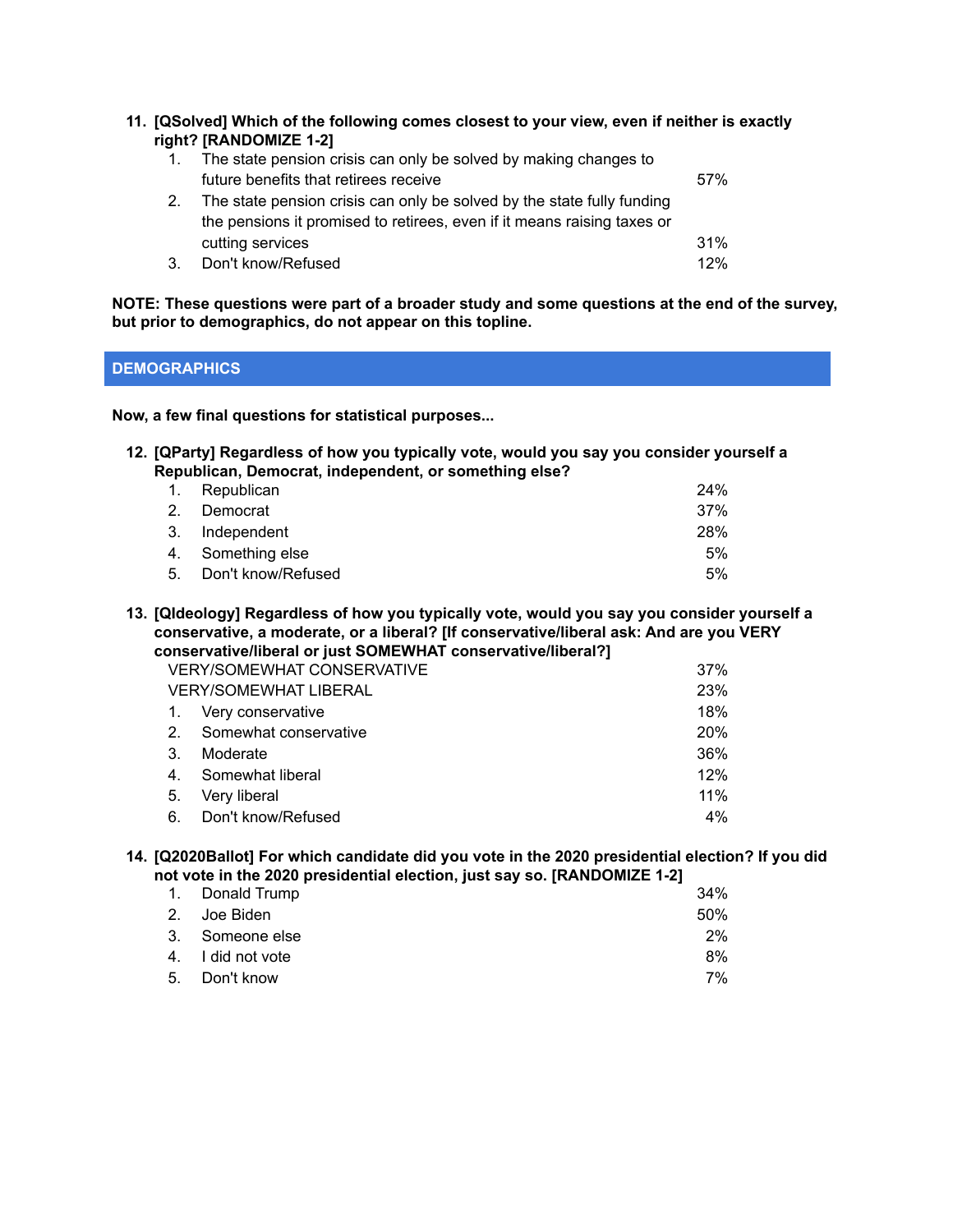**11. [QSolved] Which of the following comes closest to your view, even if neither is exactly right? [RANDOMIZE 1-2]**

| | | |
|---|---|---|
| 1. | The state pension crisis can only be solved by making changes to future benefits that retirees receive | 57% |
| 2. | The state pension crisis can only be solved by the state fully funding the pensions it promised to retirees, even if it means raising taxes or cutting services | 31% |
| 3. | Don't know/Refused | 12% |

**NOTE: These questions were part of a broader study and some questions at the end of the survey, but prior to demographics, do not appear on this topline.**

## DEMOGRAPHICS

**Now, a few final questions for statistical purposes...**

**12. [QParty] Regardless of how you typically vote, would you say you consider yourself a Republican, Democrat, independent, or something else?**

| | | |
|---|---|---|
| 1. | Republican | 24% |
| 2. | Democrat | 37% |
| 3. | Independent | 28% |
| 4. | Something else | 5% |
| 5. | Don't know/Refused | 5% |

**13. [QIdeology] Regardless of how you typically vote, would you say you consider yourself a conservative, a moderate, or a liberal? [If conservative/liberal ask: And are you VERY conservative/liberal or just SOMEWHAT conservative/liberal?]**

| | | |
|---|---|---|
| | VERY/SOMEWHAT CONSERVATIVE | 37% |
| | VERY/SOMEWHAT LIBERAL | 23% |
| 1. | Very conservative | 18% |
| 2. | Somewhat conservative | 20% |
| 3. | Moderate | 36% |
| 4. | Somewhat liberal | 12% |
| 5. | Very liberal | 11% |
| 6. | Don't know/Refused | 4% |

**14. [Q2020Ballot] For which candidate did you vote in the 2020 presidential election? If you did not vote in the 2020 presidential election, just say so. [RANDOMIZE 1-2]**

| | | |
|---|---|---|
| 1. | Donald Trump | 34% |
| 2. | Joe Biden | 50% |
| 3. | Someone else | 2% |
| 4. | I did not vote | 8% |
| 5. | Don't know | 7% |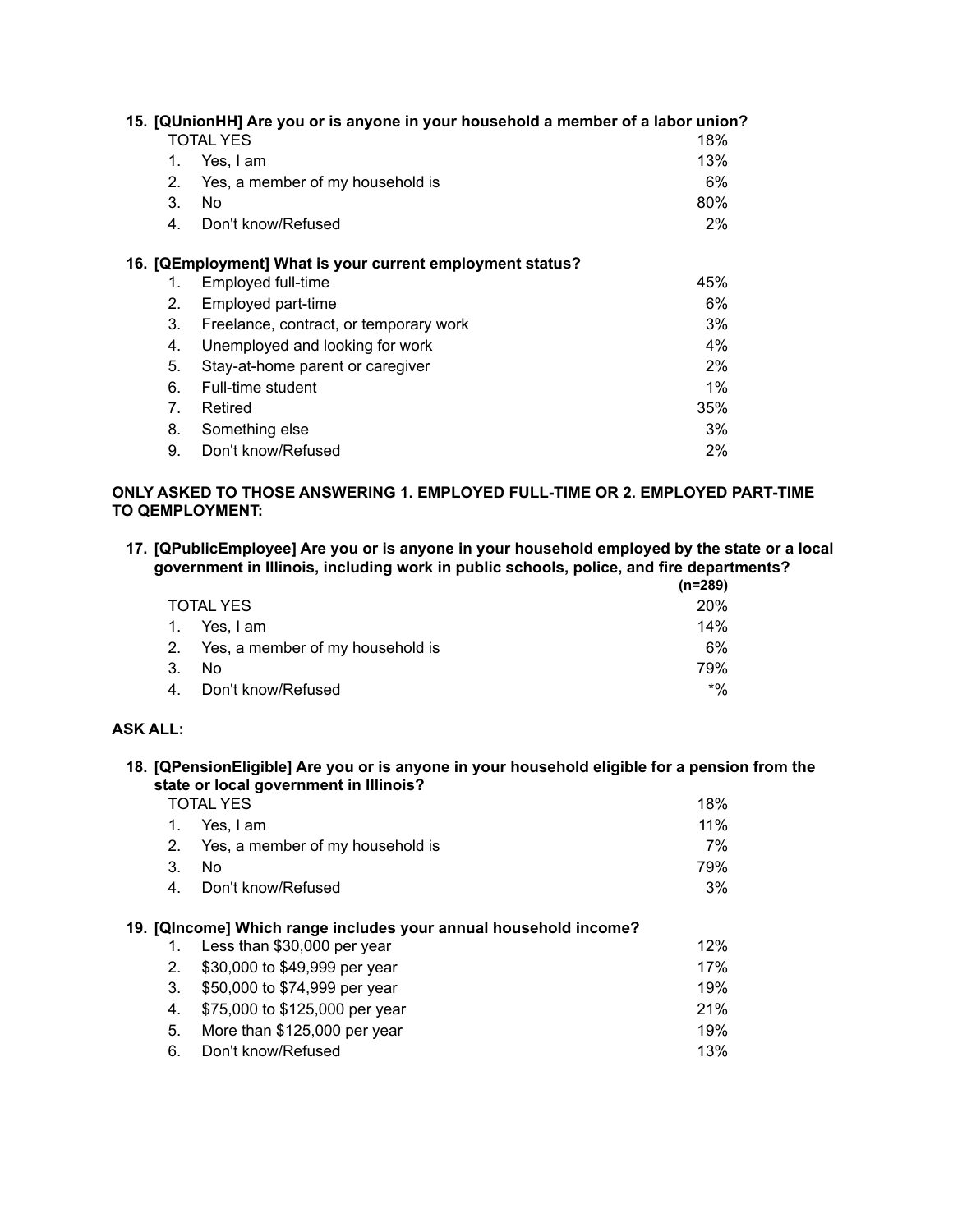**15. [QUnionHH] Are you or is anyone in your household a member of a labor union?**

| | | |
|---|---|---|
| | TOTAL YES | 18% |
| 1. | Yes, I am | 13% |
| 2. | Yes, a member of my household is | 6% |
| 3. | No | 80% |
| 4. | Don't know/Refused | 2% |

**16. [QEmployment] What is your current employment status?**

| | | |
|---|---|---|
| 1. | Employed full-time | 45% |
| 2. | Employed part-time | 6% |
| 3. | Freelance, contract, or temporary work | 3% |
| 4. | Unemployed and looking for work | 4% |
| 5. | Stay-at-home parent or caregiver | 2% |
| 6. | Full-time student | 1% |
| 7. | Retired | 35% |
| 8. | Something else | 3% |
| 9. | Don't know/Refused | 2% |

**ONLY ASKED TO THOSE ANSWERING 1. EMPLOYED FULL-TIME OR 2. EMPLOYED PART-TIME TO QEMPLOYMENT:**

**17. [QPublicEmployee] Are you or is anyone in your household employed by the state or a local government in Illinois, including work in public schools, police, and fire departments?**

| | | (n=289) |
|---|---|---|
| | TOTAL YES | 20% |
| 1. | Yes, I am | 14% |
| 2. | Yes, a member of my household is | 6% |
| 3. | No | 79% |
| 4. | Don't know/Refused | *% |

**ASK ALL:**

**18. [QPensionEligible] Are you or is anyone in your household eligible for a pension from the state or local government in Illinois?**

| | | |
|---|---|---|
| | TOTAL YES | 18% |
| 1. | Yes, I am | 11% |
| 2. | Yes, a member of my household is | 7% |
| 3. | No | 79% |
| 4. | Don't know/Refused | 3% |

**19. [QIncome] Which range includes your annual household income?**

| | | |
|---|---|---|
| 1. | Less than $30,000 per year | 12% |
| 2. | $30,000 to $49,999 per year | 17% |
| 3. | $50,000 to $74,999 per year | 19% |
| 4. | $75,000 to $125,000 per year | 21% |
| 5. | More than $125,000 per year | 19% |
| 6. | Don't know/Refused | 13% |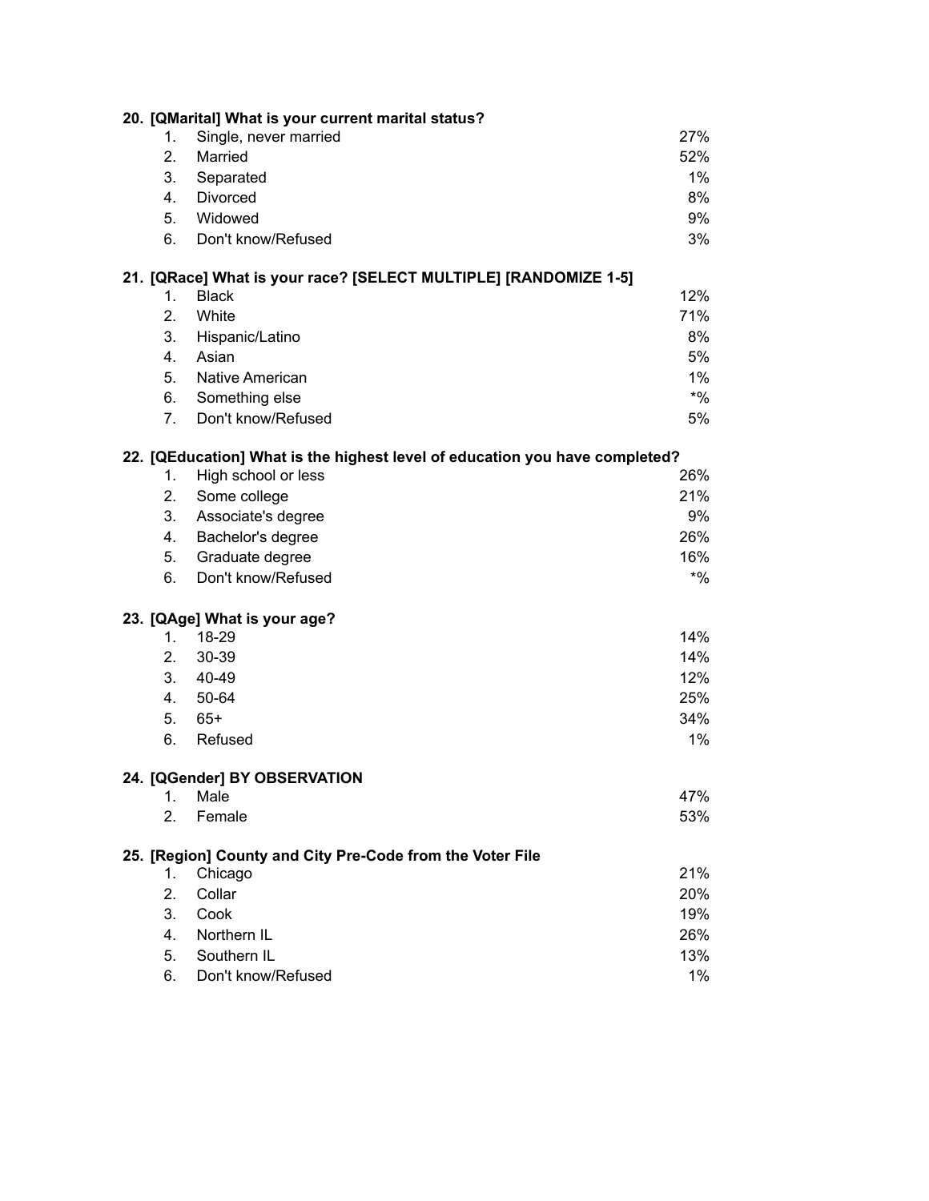**20. [QMarital] What is your current marital status?**

| | | |
|---|---|---|
| 1. | Single, never married | 27% |
| 2. | Married | 52% |
| 3. | Separated | 1% |
| 4. | Divorced | 8% |
| 5. | Widowed | 9% |
| 6. | Don't know/Refused | 3% |

**21. [QRace] What is your race? [SELECT MULTIPLE] [RANDOMIZE 1-5]**

| | | |
|---|---|---|
| 1. | Black | 12% |
| 2. | White | 71% |
| 3. | Hispanic/Latino | 8% |
| 4. | Asian | 5% |
| 5. | Native American | 1% |
| 6. | Something else | *% |
| 7. | Don't know/Refused | 5% |

**22. [QEducation] What is the highest level of education you have completed?**

| | | |
|---|---|---|
| 1. | High school or less | 26% |
| 2. | Some college | 21% |
| 3. | Associate's degree | 9% |
| 4. | Bachelor's degree | 26% |
| 5. | Graduate degree | 16% |
| 6. | Don't know/Refused | *% |

**23. [QAge] What is your age?**

| | | |
|---|---|---|
| 1. | 18-29 | 14% |
| 2. | 30-39 | 14% |
| 3. | 40-49 | 12% |
| 4. | 50-64 | 25% |
| 5. | 65+ | 34% |
| 6. | Refused | 1% |

**24. [QGender] BY OBSERVATION**

| | | |
|---|---|---|
| 1. | Male | 47% |
| 2. | Female | 53% |

**25. [Region] County and City Pre-Code from the Voter File**

| | | |
|---|---|---|
| 1. | Chicago | 21% |
| 2. | Collar | 20% |
| 3. | Cook | 19% |
| 4. | Northern IL | 26% |
| 5. | Southern IL | 13% |
| 6. | Don't know/Refused | 1% |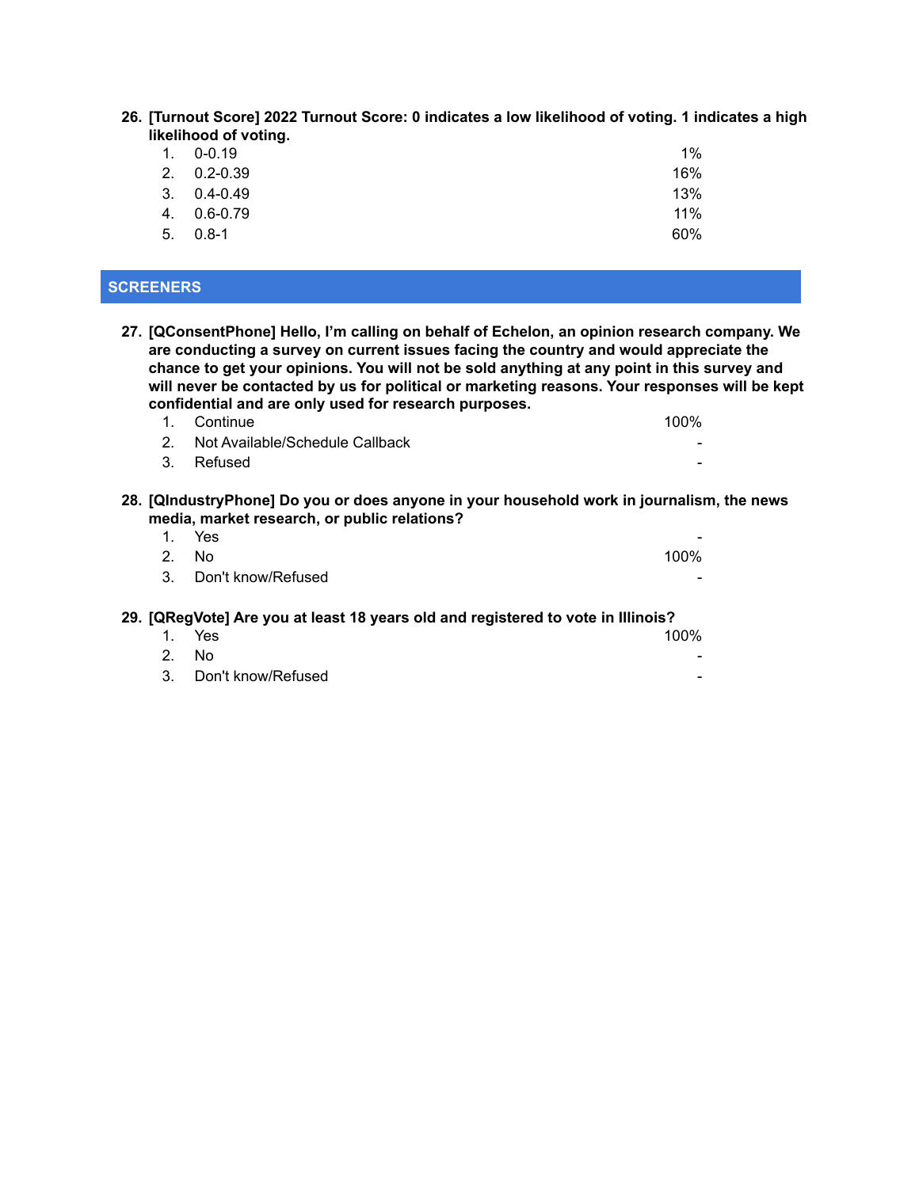**26. [Turnout Score] 2022 Turnout Score: 0 indicates a low likelihood of voting. 1 indicates a high likelihood of voting.**

| | | |
|---|---|---|
| 1. | 0-0.19 | 1% |
| 2. | 0.2-0.39 | 16% |
| 3. | 0.4-0.49 | 13% |
| 4. | 0.6-0.79 | 11% |
| 5. | 0.8-1 | 60% |

## SCREENERS

**27. [QConsentPhone] Hello, I'm calling on behalf of Echelon, an opinion research company. We are conducting a survey on current issues facing the country and would appreciate the chance to get your opinions. You will not be sold anything at any point in this survey and will never be contacted by us for political or marketing reasons. Your responses will be kept confidential and are only used for research purposes.**

| | | |
|---|---|---|
| 1. | Continue | 100% |
| 2. | Not Available/Schedule Callback | - |
| 3. | Refused | - |

**28. [QIndustryPhone] Do you or does anyone in your household work in journalism, the news media, market research, or public relations?**

| | | |
|---|---|---|
| 1. | Yes | - |
| 2. | No | 100% |
| 3. | Don't know/Refused | - |

**29. [QRegVote] Are you at least 18 years old and registered to vote in Illinois?**

| | | |
|---|---|---|
| 1. | Yes | 100% |
| 2. | No | - |
| 3. | Don't know/Refused | - |